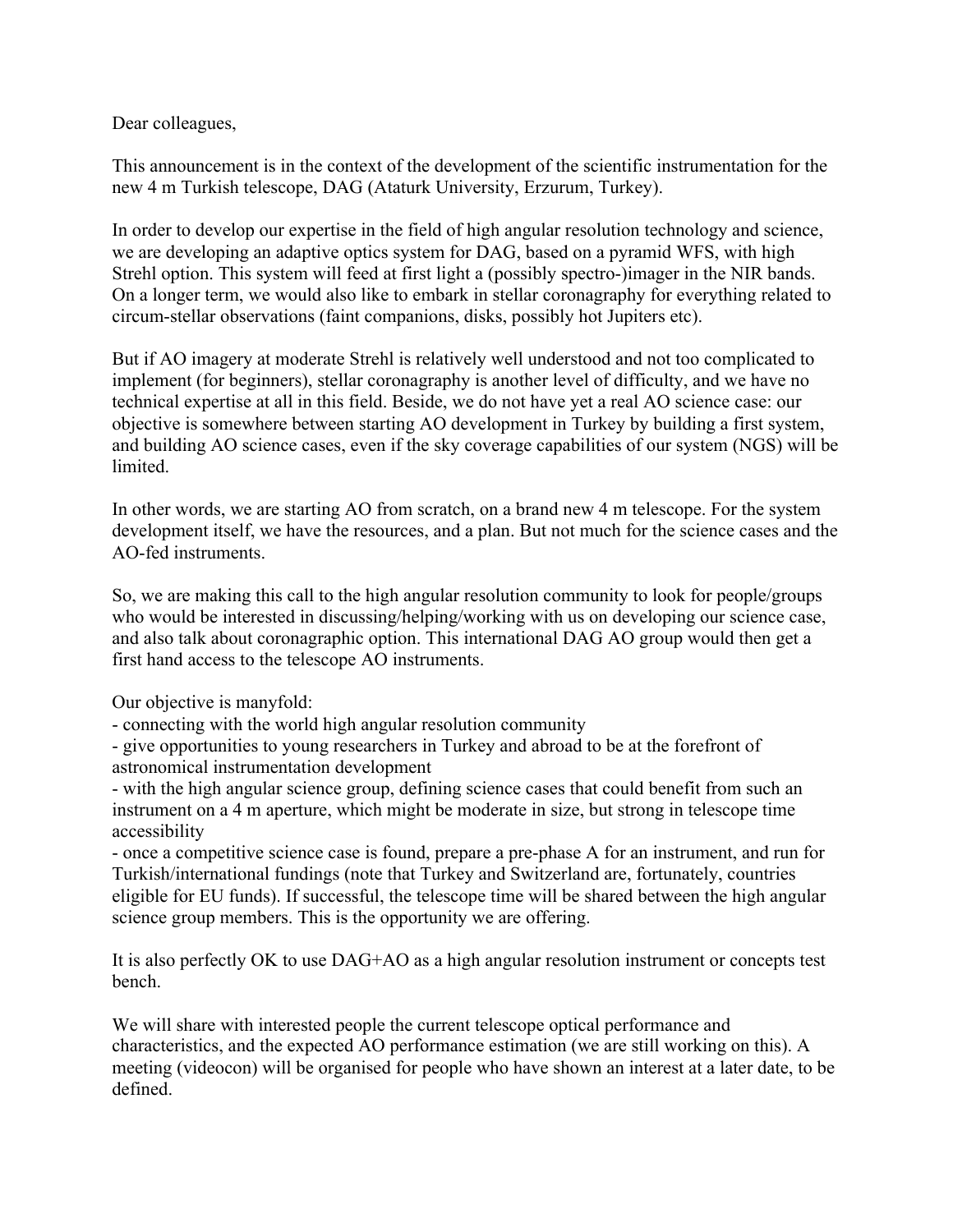Dear colleagues,

This announcement is in the context of the development of the scientific instrumentation for the new 4 m Turkish telescope, DAG (Ataturk University, Erzurum, Turkey).

In order to develop our expertise in the field of high angular resolution technology and science, we are developing an adaptive optics system for DAG, based on a pyramid WFS, with high Strehl option. This system will feed at first light a (possibly spectro-)imager in the NIR bands. On a longer term, we would also like to embark in stellar coronagraphy for everything related to circum-stellar observations (faint companions, disks, possibly hot Jupiters etc).

But if AO imagery at moderate Strehl is relatively well understood and not too complicated to implement (for beginners), stellar coronagraphy is another level of difficulty, and we have no technical expertise at all in this field. Beside, we do not have yet a real AO science case: our objective is somewhere between starting AO development in Turkey by building a first system, and building AO science cases, even if the sky coverage capabilities of our system (NGS) will be limited.

In other words, we are starting AO from scratch, on a brand new 4 m telescope. For the system development itself, we have the resources, and a plan. But not much for the science cases and the AO-fed instruments.

So, we are making this call to the high angular resolution community to look for people/groups who would be interested in discussing/helping/working with us on developing our science case, and also talk about coronagraphic option. This international DAG AO group would then get a first hand access to the telescope AO instruments.

Our objective is manyfold:

- connecting with the world high angular resolution community
- give opportunities to young researchers in Turkey and abroad to be at the forefront of astronomical instrumentation development
- with the high angular science group, defining science cases that could benefit from such an instrument on a 4 m aperture, which might be moderate in size, but strong in telescope time accessibility
- once a competitive science case is found, prepare a pre-phase A for an instrument, and run for Turkish/international fundings (note that Turkey and Switzerland are, fortunately, countries eligible for EU funds). If successful, the telescope time will be shared between the high angular science group members. This is the opportunity we are offering.

It is also perfectly OK to use DAG+AO as a high angular resolution instrument or concepts test bench.

We will share with interested people the current telescope optical performance and characteristics, and the expected AO performance estimation (we are still working on this). A meeting (videocon) will be organised for people who have shown an interest at a later date, to be defined.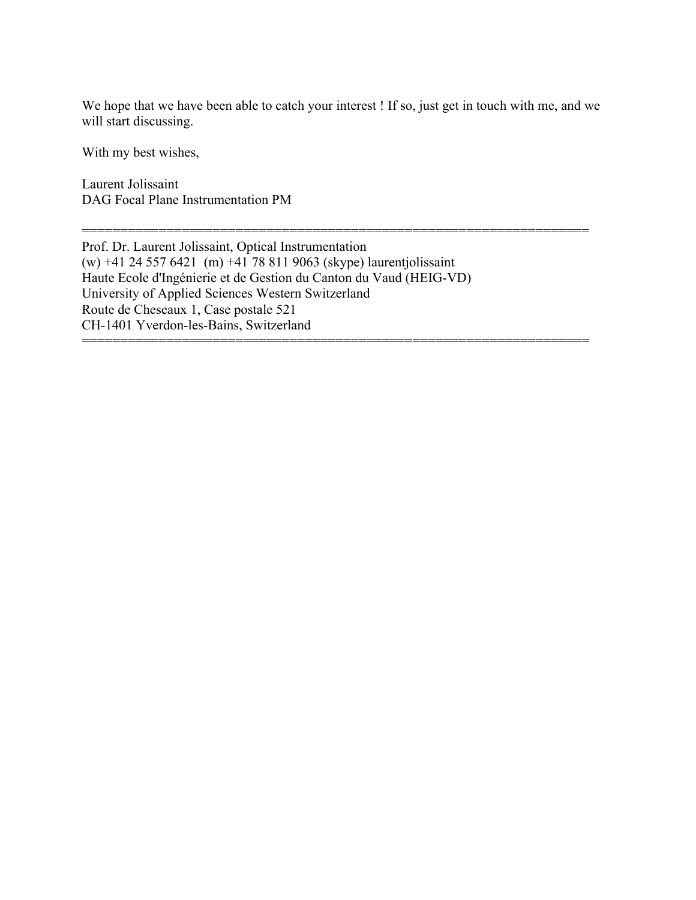We hope that we have been able to catch your interest ! If so, just get in touch with me, and we will start discussing.

With my best wishes,

Laurent Jolissaint
DAG Focal Plane Instrumentation PM

==================================================================
Prof. Dr. Laurent Jolissaint, Optical Instrumentation
(w) +41 24 557 6421  (m) +41 78 811 9063 (skype) laurentjolissaint
Haute Ecole d'Ingénierie et de Gestion du Canton du Vaud (HEIG-VD)
University of Applied Sciences Western Switzerland
Route de Cheseaux 1, Case postale 521
CH-1401 Yverdon-les-Bains, Switzerland
==================================================================